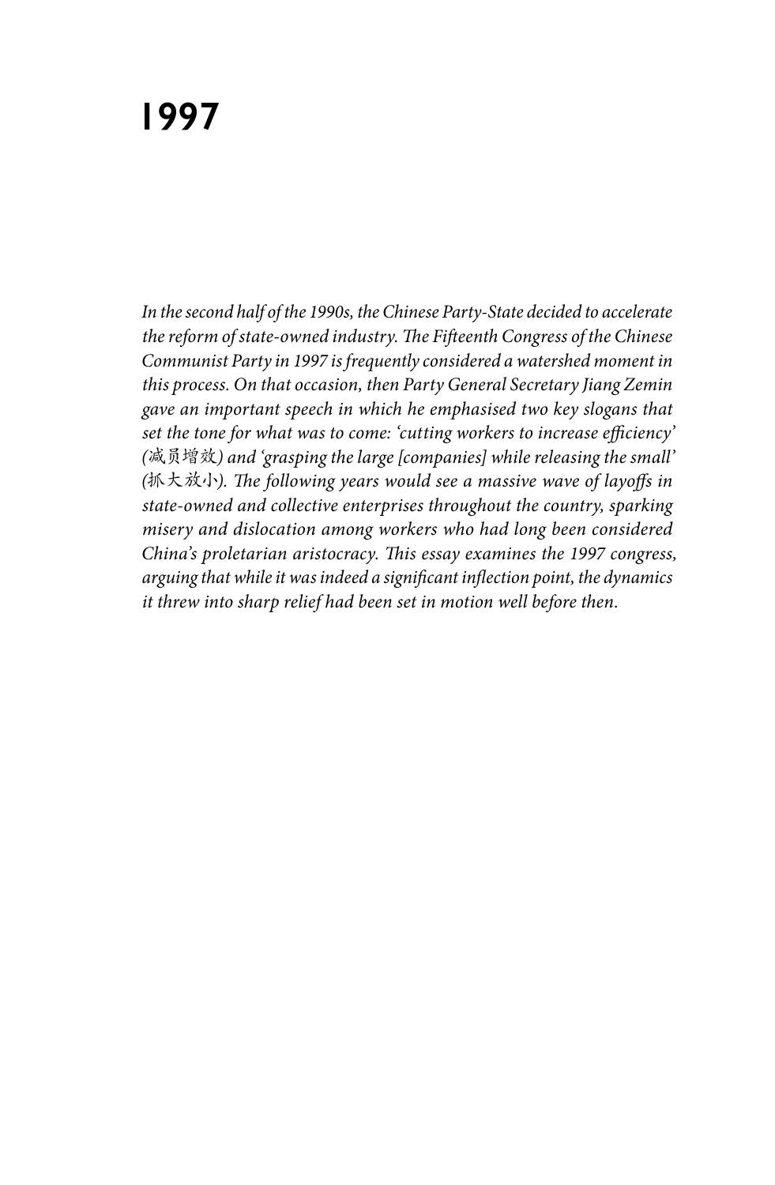# 1997

*In the second half of the 1990s, the Chinese Party-State decided to accelerate the reform of state-owned industry. The Fifteenth Congress of the Chinese Communist Party in 1997 is frequently considered a watershed moment in this process. On that occasion, then Party General Secretary Jiang Zemin gave an important speech in which he emphasised two key slogans that set the tone for what was to come: 'cutting workers to increase efficiency' (减员增效) and 'grasping the large [companies] while releasing the small' (抓大放小). The following years would see a massive wave of layoffs in state-owned and collective enterprises throughout the country, sparking misery and dislocation among workers who had long been considered China's proletarian aristocracy. This essay examines the 1997 congress, arguing that while it was indeed a significant inflection point, the dynamics it threw into sharp relief had been set in motion well before then.*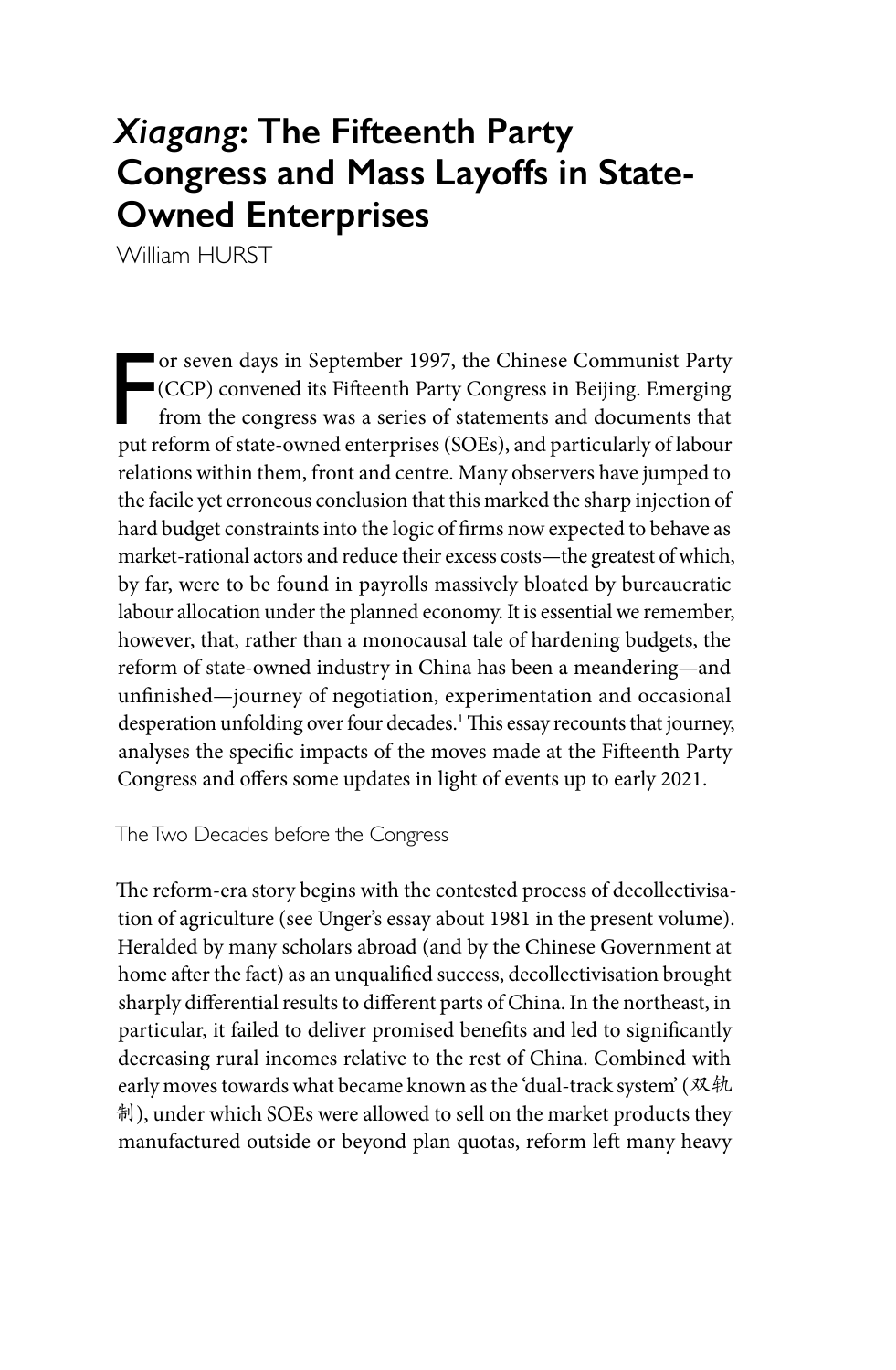# *Xiagang*: The Fifteenth Party Congress and Mass Layoffs in State-Owned Enterprises

William HURST

For seven days in September 1997, the Chinese Communist Party (CCP) convened its Fifteenth Party Congress in Beijing. Emerging from the congress was a series of statements and documents that put reform of state-owned enterprises (SOEs), and particularly of labour relations within them, front and centre. Many observers have jumped to the facile yet erroneous conclusion that this marked the sharp injection of hard budget constraints into the logic of firms now expected to behave as market-rational actors and reduce their excess costs—the greatest of which, by far, were to be found in payrolls massively bloated by bureaucratic labour allocation under the planned economy. It is essential we remember, however, that, rather than a monocausal tale of hardening budgets, the reform of state-owned industry in China has been a meandering—and unfinished—journey of negotiation, experimentation and occasional desperation unfolding over four decades.[1] This essay recounts that journey, analyses the specific impacts of the moves made at the Fifteenth Party Congress and offers some updates in light of events up to early 2021.

## The Two Decades before the Congress

The reform-era story begins with the contested process of decollectivisation of agriculture (see Unger's essay about 1981 in the present volume). Heralded by many scholars abroad (and by the Chinese Government at home after the fact) as an unqualified success, decollectivisation brought sharply differential results to different parts of China. In the northeast, in particular, it failed to deliver promised benefits and led to significantly decreasing rural incomes relative to the rest of China. Combined with early moves towards what became known as the 'dual-track system' (双轨制), under which SOEs were allowed to sell on the market products they manufactured outside or beyond plan quotas, reform left many heavy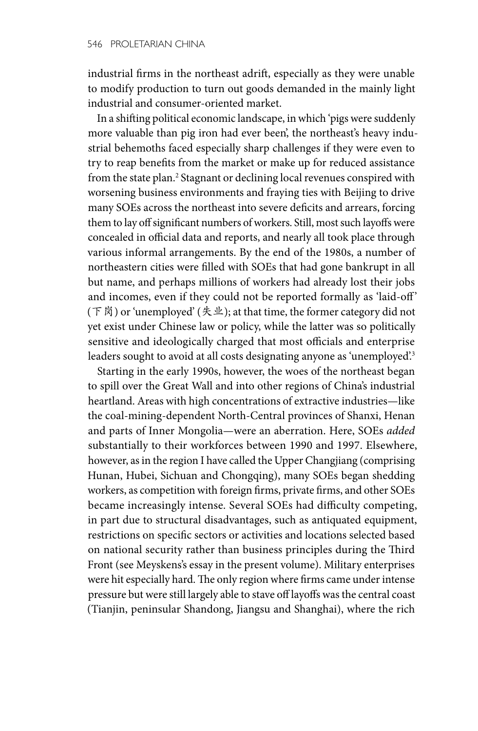industrial firms in the northeast adrift, especially as they were unable to modify production to turn out goods demanded in the mainly light industrial and consumer-oriented market.

In a shifting political economic landscape, in which 'pigs were suddenly more valuable than pig iron had ever been', the northeast's heavy industrial behemoths faced especially sharp challenges if they were even to try to reap benefits from the market or make up for reduced assistance from the state plan.[2] Stagnant or declining local revenues conspired with worsening business environments and fraying ties with Beijing to drive many SOEs across the northeast into severe deficits and arrears, forcing them to lay off significant numbers of workers. Still, most such layoffs were concealed in official data and reports, and nearly all took place through various informal arrangements. By the end of the 1980s, a number of northeastern cities were filled with SOEs that had gone bankrupt in all but name, and perhaps millions of workers had already lost their jobs and incomes, even if they could not be reported formally as 'laid-off' (下岗) or 'unemployed' (失业); at that time, the former category did not yet exist under Chinese law or policy, while the latter was so politically sensitive and ideologically charged that most officials and enterprise leaders sought to avoid at all costs designating anyone as 'unemployed'.[3]

Starting in the early 1990s, however, the woes of the northeast began to spill over the Great Wall and into other regions of China's industrial heartland. Areas with high concentrations of extractive industries—like the coal-mining-dependent North-Central provinces of Shanxi, Henan and parts of Inner Mongolia—were an aberration. Here, SOEs *added* substantially to their workforces between 1990 and 1997. Elsewhere, however, as in the region I have called the Upper Changjiang (comprising Hunan, Hubei, Sichuan and Chongqing), many SOEs began shedding workers, as competition with foreign firms, private firms, and other SOEs became increasingly intense. Several SOEs had difficulty competing, in part due to structural disadvantages, such as antiquated equipment, restrictions on specific sectors or activities and locations selected based on national security rather than business principles during the Third Front (see Meyskens's essay in the present volume). Military enterprises were hit especially hard. The only region where firms came under intense pressure but were still largely able to stave off layoffs was the central coast (Tianjin, peninsular Shandong, Jiangsu and Shanghai), where the rich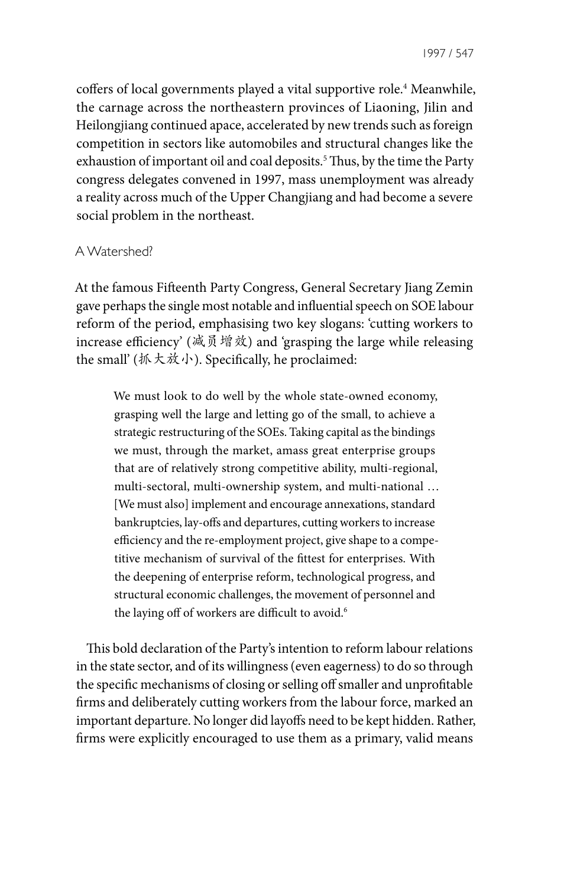coffers of local governments played a vital supportive role.[4] Meanwhile, the carnage across the northeastern provinces of Liaoning, Jilin and Heilongjiang continued apace, accelerated by new trends such as foreign competition in sectors like automobiles and structural changes like the exhaustion of important oil and coal deposits.[5] Thus, by the time the Party congress delegates convened in 1997, mass unemployment was already a reality across much of the Upper Changjiang and had become a severe social problem in the northeast.

## A Watershed?

At the famous Fifteenth Party Congress, General Secretary Jiang Zemin gave perhaps the single most notable and influential speech on SOE labour reform of the period, emphasising two key slogans: 'cutting workers to increase efficiency' (减员增效) and 'grasping the large while releasing the small' (抓大放小). Specifically, he proclaimed:

> We must look to do well by the whole state-owned economy, grasping well the large and letting go of the small, to achieve a strategic restructuring of the SOEs. Taking capital as the bindings we must, through the market, amass great enterprise groups that are of relatively strong competitive ability, multi-regional, multi-sectoral, multi-ownership system, and multi-national … [We must also] implement and encourage annexations, standard bankruptcies, lay-offs and departures, cutting workers to increase efficiency and the re-employment project, give shape to a competitive mechanism of survival of the fittest for enterprises. With the deepening of enterprise reform, technological progress, and structural economic challenges, the movement of personnel and the laying off of workers are difficult to avoid.[6]

This bold declaration of the Party's intention to reform labour relations in the state sector, and of its willingness (even eagerness) to do so through the specific mechanisms of closing or selling off smaller and unprofitable firms and deliberately cutting workers from the labour force, marked an important departure. No longer did layoffs need to be kept hidden. Rather, firms were explicitly encouraged to use them as a primary, valid means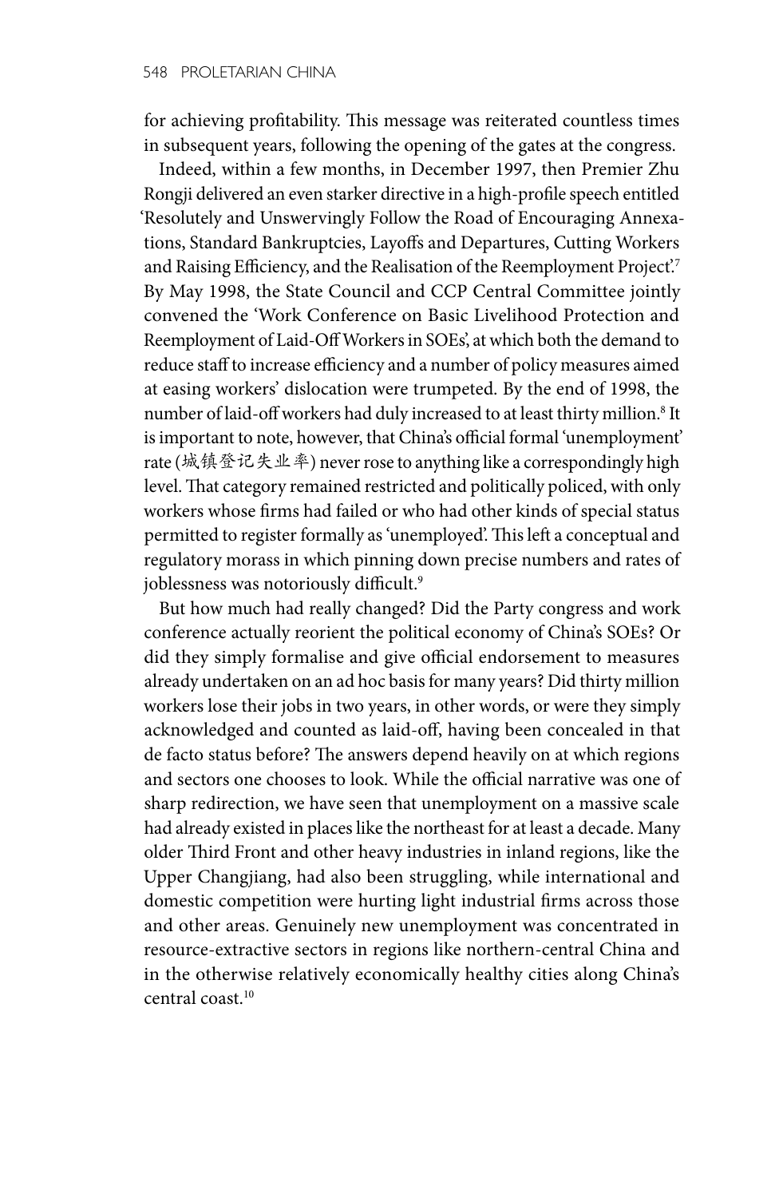for achieving profitability. This message was reiterated countless times in subsequent years, following the opening of the gates at the congress.

Indeed, within a few months, in December 1997, then Premier Zhu Rongji delivered an even starker directive in a high-profile speech entitled 'Resolutely and Unswervingly Follow the Road of Encouraging Annexations, Standard Bankruptcies, Layoffs and Departures, Cutting Workers and Raising Efficiency, and the Realisation of the Reemployment Project'.[7] By May 1998, the State Council and CCP Central Committee jointly convened the 'Work Conference on Basic Livelihood Protection and Reemployment of Laid-Off Workers in SOEs', at which both the demand to reduce staff to increase efficiency and a number of policy measures aimed at easing workers' dislocation were trumpeted. By the end of 1998, the number of laid-off workers had duly increased to at least thirty million.[8] It is important to note, however, that China's official formal 'unemployment' rate (城镇登记失业率) never rose to anything like a correspondingly high level. That category remained restricted and politically policed, with only workers whose firms had failed or who had other kinds of special status permitted to register formally as 'unemployed'. This left a conceptual and regulatory morass in which pinning down precise numbers and rates of joblessness was notoriously difficult.[9]

But how much had really changed? Did the Party congress and work conference actually reorient the political economy of China's SOEs? Or did they simply formalise and give official endorsement to measures already undertaken on an ad hoc basis for many years? Did thirty million workers lose their jobs in two years, in other words, or were they simply acknowledged and counted as laid-off, having been concealed in that de facto status before? The answers depend heavily on at which regions and sectors one chooses to look. While the official narrative was one of sharp redirection, we have seen that unemployment on a massive scale had already existed in places like the northeast for at least a decade. Many older Third Front and other heavy industries in inland regions, like the Upper Changjiang, had also been struggling, while international and domestic competition were hurting light industrial firms across those and other areas. Genuinely new unemployment was concentrated in resource-extractive sectors in regions like northern-central China and in the otherwise relatively economically healthy cities along China's central coast.[10]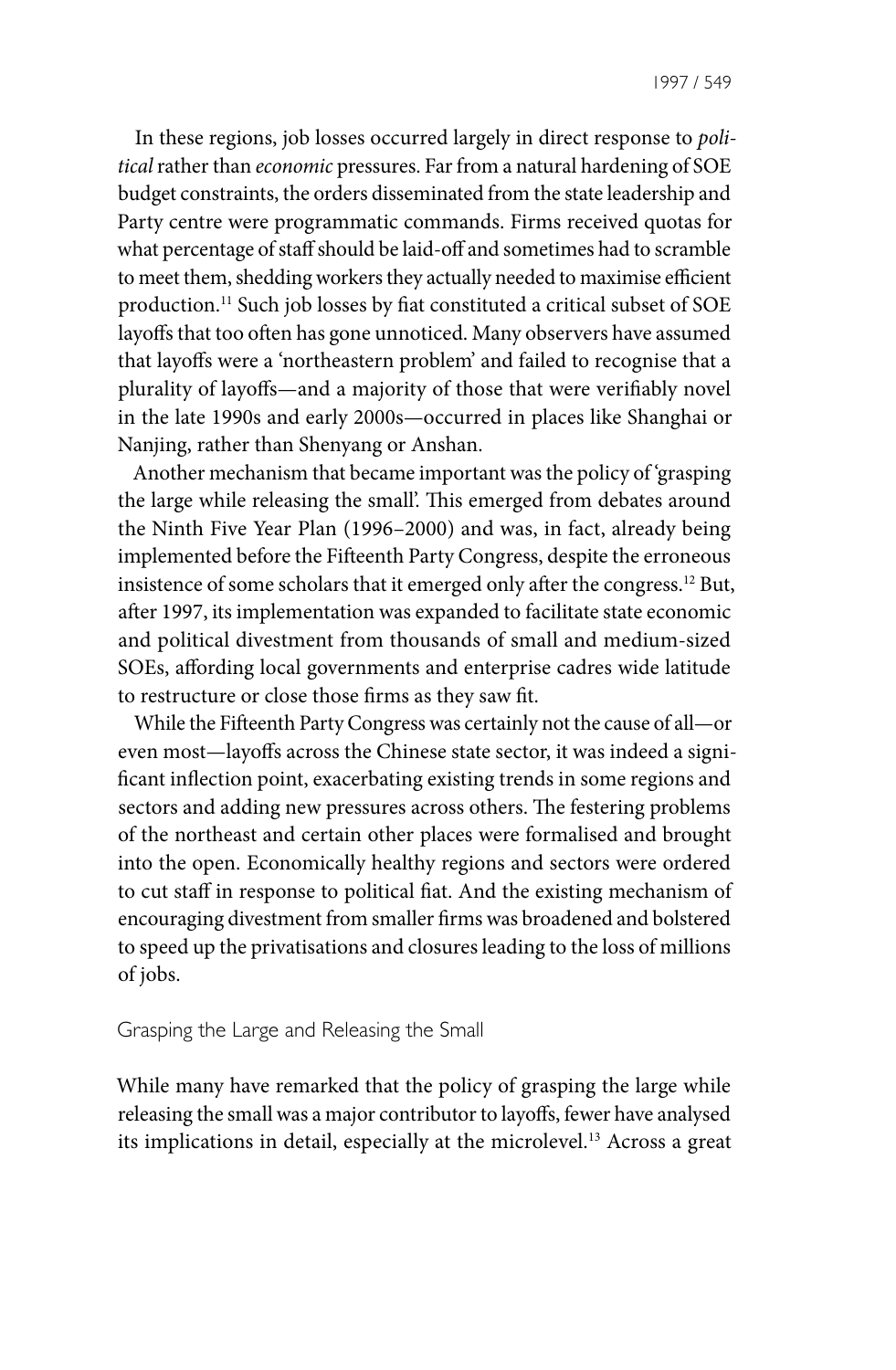In these regions, job losses occurred largely in direct response to *political* rather than *economic* pressures. Far from a natural hardening of SOE budget constraints, the orders disseminated from the state leadership and Party centre were programmatic commands. Firms received quotas for what percentage of staff should be laid-off and sometimes had to scramble to meet them, shedding workers they actually needed to maximise efficient production.[11] Such job losses by fiat constituted a critical subset of SOE layoffs that too often has gone unnoticed. Many observers have assumed that layoffs were a 'northeastern problem' and failed to recognise that a plurality of layoffs—and a majority of those that were verifiably novel in the late 1990s and early 2000s—occurred in places like Shanghai or Nanjing, rather than Shenyang or Anshan.

Another mechanism that became important was the policy of 'grasping the large while releasing the small'. This emerged from debates around the Ninth Five Year Plan (1996–2000) and was, in fact, already being implemented before the Fifteenth Party Congress, despite the erroneous insistence of some scholars that it emerged only after the congress.[12] But, after 1997, its implementation was expanded to facilitate state economic and political divestment from thousands of small and medium-sized SOEs, affording local governments and enterprise cadres wide latitude to restructure or close those firms as they saw fit.

While the Fifteenth Party Congress was certainly not the cause of all—or even most—layoffs across the Chinese state sector, it was indeed a significant inflection point, exacerbating existing trends in some regions and sectors and adding new pressures across others. The festering problems of the northeast and certain other places were formalised and brought into the open. Economically healthy regions and sectors were ordered to cut staff in response to political fiat. And the existing mechanism of encouraging divestment from smaller firms was broadened and bolstered to speed up the privatisations and closures leading to the loss of millions of jobs.

## Grasping the Large and Releasing the Small

While many have remarked that the policy of grasping the large while releasing the small was a major contributor to layoffs, fewer have analysed its implications in detail, especially at the microlevel.[13] Across a great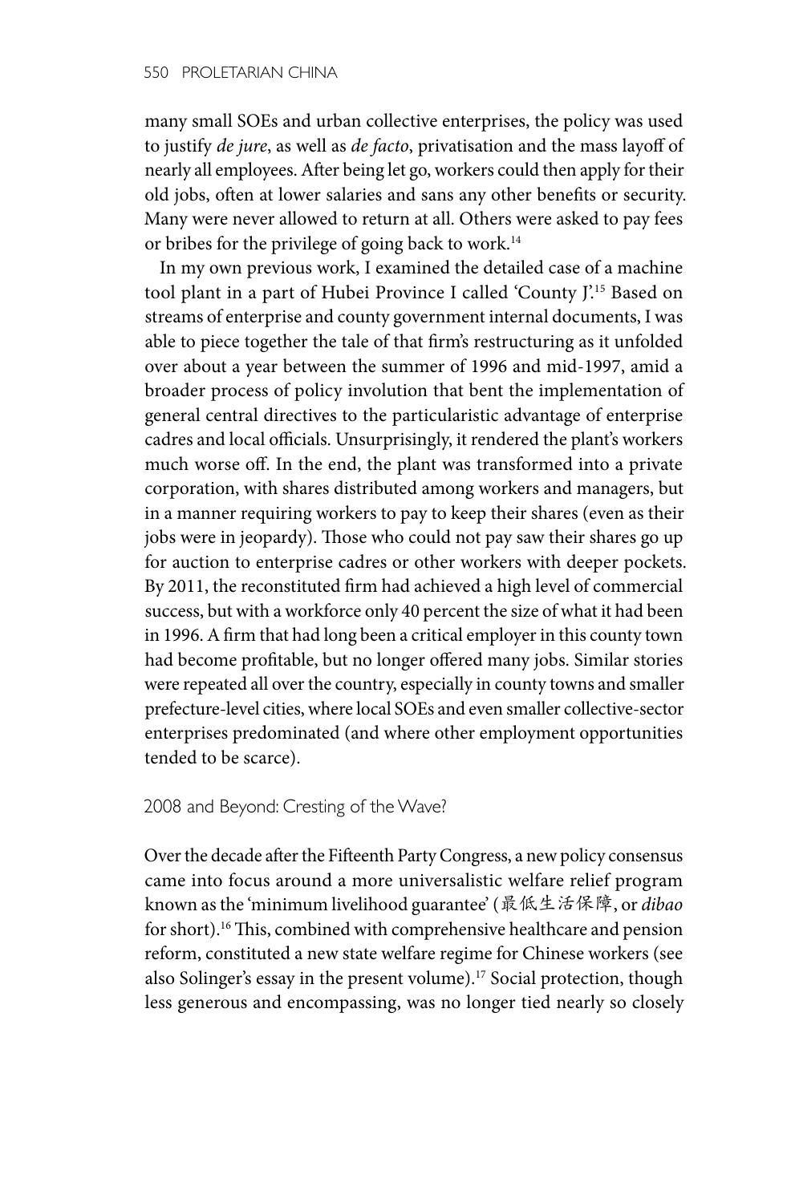many small SOEs and urban collective enterprises, the policy was used to justify *de jure*, as well as *de facto*, privatisation and the mass layoff of nearly all employees. After being let go, workers could then apply for their old jobs, often at lower salaries and sans any other benefits or security. Many were never allowed to return at all. Others were asked to pay fees or bribes for the privilege of going back to work.[14]

In my own previous work, I examined the detailed case of a machine tool plant in a part of Hubei Province I called 'County J'.[15] Based on streams of enterprise and county government internal documents, I was able to piece together the tale of that firm's restructuring as it unfolded over about a year between the summer of 1996 and mid-1997, amid a broader process of policy involution that bent the implementation of general central directives to the particularistic advantage of enterprise cadres and local officials. Unsurprisingly, it rendered the plant's workers much worse off. In the end, the plant was transformed into a private corporation, with shares distributed among workers and managers, but in a manner requiring workers to pay to keep their shares (even as their jobs were in jeopardy). Those who could not pay saw their shares go up for auction to enterprise cadres or other workers with deeper pockets. By 2011, the reconstituted firm had achieved a high level of commercial success, but with a workforce only 40 percent the size of what it had been in 1996. A firm that had long been a critical employer in this county town had become profitable, but no longer offered many jobs. Similar stories were repeated all over the country, especially in county towns and smaller prefecture-level cities, where local SOEs and even smaller collective-sector enterprises predominated (and where other employment opportunities tended to be scarce).

## 2008 and Beyond: Cresting of the Wave?

Over the decade after the Fifteenth Party Congress, a new policy consensus came into focus around a more universalistic welfare relief program known as the 'minimum livelihood guarantee' (最低生活保障, or *dibao* for short).[16] This, combined with comprehensive healthcare and pension reform, constituted a new state welfare regime for Chinese workers (see also Solinger's essay in the present volume).[17] Social protection, though less generous and encompassing, was no longer tied nearly so closely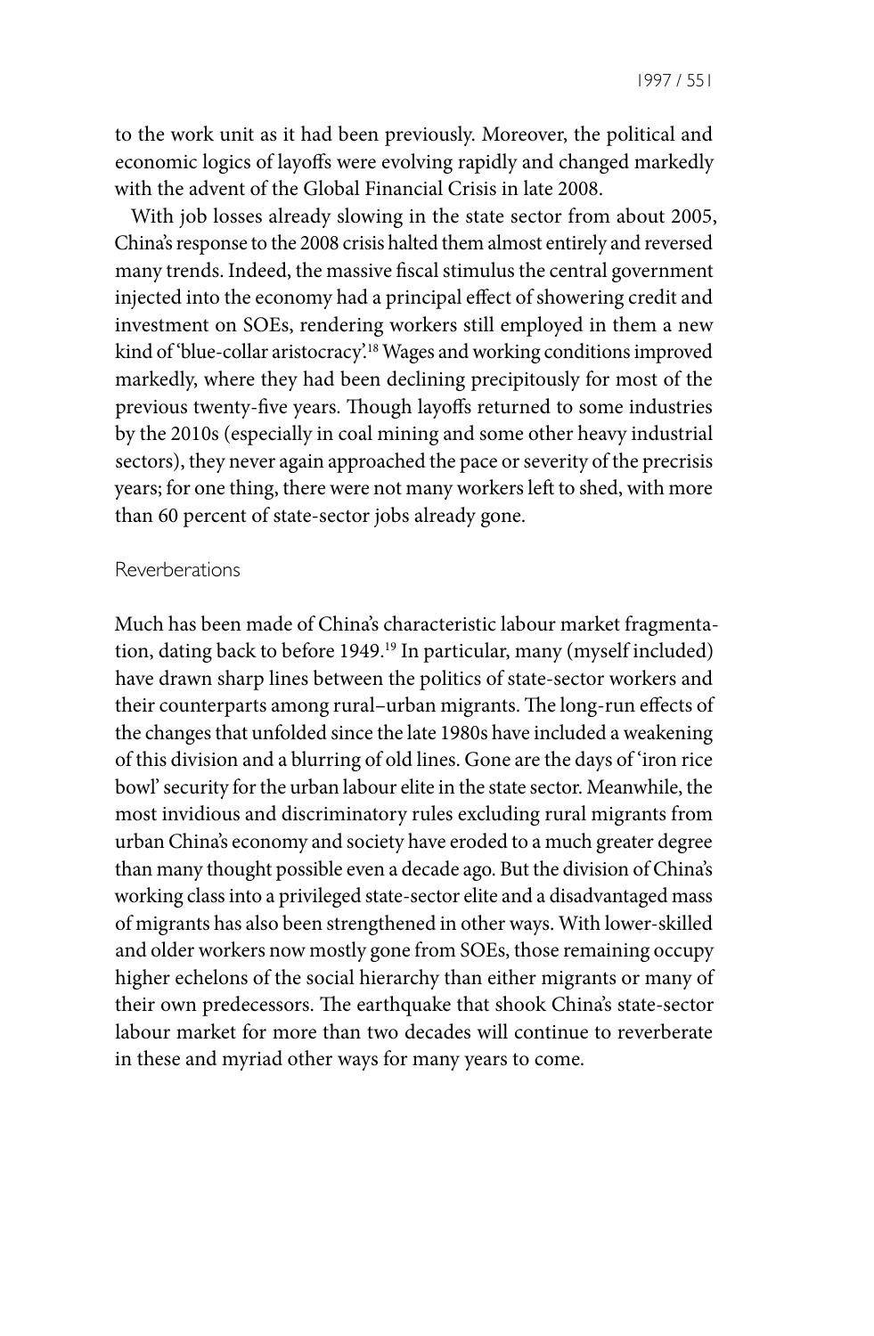to the work unit as it had been previously. Moreover, the political and economic logics of layoffs were evolving rapidly and changed markedly with the advent of the Global Financial Crisis in late 2008.

With job losses already slowing in the state sector from about 2005, China's response to the 2008 crisis halted them almost entirely and reversed many trends. Indeed, the massive fiscal stimulus the central government injected into the economy had a principal effect of showering credit and investment on SOEs, rendering workers still employed in them a new kind of 'blue-collar aristocracy'.[18] Wages and working conditions improved markedly, where they had been declining precipitously for most of the previous twenty-five years. Though layoffs returned to some industries by the 2010s (especially in coal mining and some other heavy industrial sectors), they never again approached the pace or severity of the precrisis years; for one thing, there were not many workers left to shed, with more than 60 percent of state-sector jobs already gone.

## Reverberations

Much has been made of China's characteristic labour market fragmentation, dating back to before 1949.[19] In particular, many (myself included) have drawn sharp lines between the politics of state-sector workers and their counterparts among rural–urban migrants. The long-run effects of the changes that unfolded since the late 1980s have included a weakening of this division and a blurring of old lines. Gone are the days of 'iron rice bowl' security for the urban labour elite in the state sector. Meanwhile, the most invidious and discriminatory rules excluding rural migrants from urban China's economy and society have eroded to a much greater degree than many thought possible even a decade ago. But the division of China's working class into a privileged state-sector elite and a disadvantaged mass of migrants has also been strengthened in other ways. With lower-skilled and older workers now mostly gone from SOEs, those remaining occupy higher echelons of the social hierarchy than either migrants or many of their own predecessors. The earthquake that shook China's state-sector labour market for more than two decades will continue to reverberate in these and myriad other ways for many years to come.